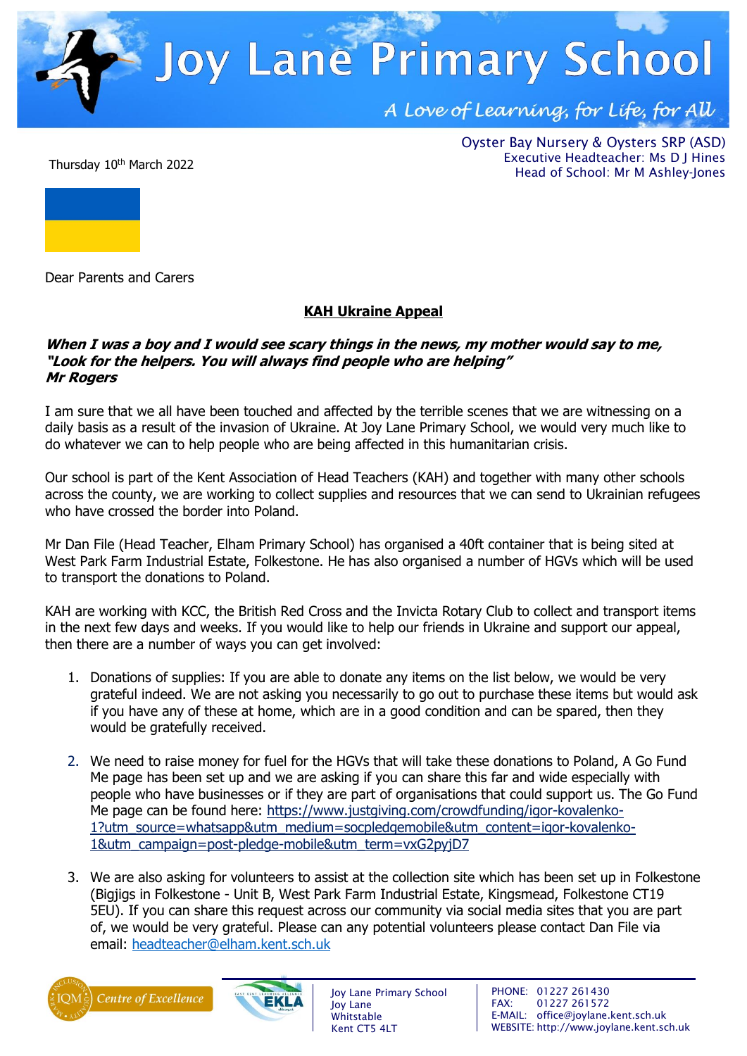# Joy Lane Primary School

*A Love of Learning, for Life, for All*

Oyster Bay Nursery & Oysters SRP (ASD)
Executive Headteacher: Ms D J Hines
Head of School: Mr M Ashley-Jones

Thursday 10th March 2022

Dear Parents and Carers

## KAH Ukraine Appeal

***When I was a boy and I would see scary things in the news, my mother would say to me, "Look for the helpers. You will always find people who are helping"***
***Mr Rogers***

I am sure that we all have been touched and affected by the terrible scenes that we are witnessing on a daily basis as a result of the invasion of Ukraine. At Joy Lane Primary School, we would very much like to do whatever we can to help people who are being affected in this humanitarian crisis.

Our school is part of the Kent Association of Head Teachers (KAH) and together with many other schools across the county, we are working to collect supplies and resources that we can send to Ukrainian refugees who have crossed the border into Poland.

Mr Dan File (Head Teacher, Elham Primary School) has organised a 40ft container that is being sited at West Park Farm Industrial Estate, Folkestone. He has also organised a number of HGVs which will be used to transport the donations to Poland.

KAH are working with KCC, the British Red Cross and the Invicta Rotary Club to collect and transport items in the next few days and weeks. If you would like to help our friends in Ukraine and support our appeal, then there are a number of ways you can get involved:

1. Donations of supplies: If you are able to donate any items on the list below, we would be very grateful indeed. We are not asking you necessarily to go out to purchase these items but would ask if you have any of these at home, which are in a good condition and can be spared, then they would be gratefully received.

2. We need to raise money for fuel for the HGVs that will take these donations to Poland, A Go Fund Me page has been set up and we are asking if you can share this far and wide especially with people who have businesses or if they are part of organisations that could support us. The Go Fund Me page can be found here: https://www.justgiving.com/crowdfunding/igor-kovalenko-1?utm_source=whatsapp&utm_medium=socpledgemobile&utm_content=igor-kovalenko-1&utm_campaign=post-pledge-mobile&utm_term=vxG2pyjD7

3. We are also asking for volunteers to assist at the collection site which has been set up in Folkestone (Bigjigs in Folkestone - Unit B, West Park Farm Industrial Estate, Kingsmead, Folkestone CT19 5EU). If you can share this request across our community via social media sites that you are part of, we would be very grateful. Please can any potential volunteers please contact Dan File via email: headteacher@elham.kent.sch.uk

Joy Lane Primary School
Joy Lane
Whitstable
Kent CT5 4LT

PHONE: 01227 261430
FAX: 01227 261572
E-MAIL: office@joylane.kent.sch.uk
WEBSITE: http://www.joylane.kent.sch.uk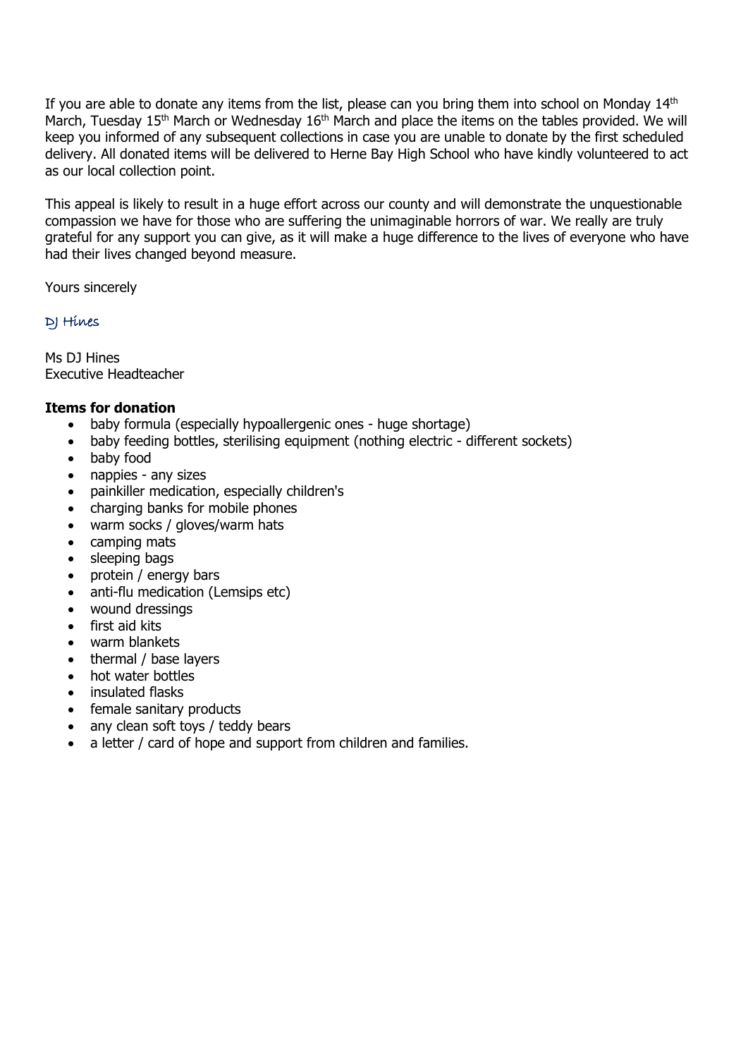If you are able to donate any items from the list, please can you bring them into school on Monday 14th March, Tuesday 15th March or Wednesday 16th March and place the items on the tables provided. We will keep you informed of any subsequent collections in case you are unable to donate by the first scheduled delivery. All donated items will be delivered to Herne Bay High School who have kindly volunteered to act as our local collection point.

This appeal is likely to result in a huge effort across our county and will demonstrate the unquestionable compassion we have for those who are suffering the unimaginable horrors of war. We really are truly grateful for any support you can give, as it will make a huge difference to the lives of everyone who have had their lives changed beyond measure.

Yours sincerely

DJ Hines

Ms DJ Hines
Executive Headteacher

**Items for donation**

- baby formula (especially hypoallergenic ones - huge shortage)
- baby feeding bottles, sterilising equipment (nothing electric - different sockets)
- baby food
- nappies - any sizes
- painkiller medication, especially children's
- charging banks for mobile phones
- warm socks / gloves/warm hats
- camping mats
- sleeping bags
- protein / energy bars
- anti-flu medication (Lemsips etc)
- wound dressings
- first aid kits
- warm blankets
- thermal / base layers
- hot water bottles
- insulated flasks
- female sanitary products
- any clean soft toys / teddy bears
- a letter / card of hope and support from children and families.